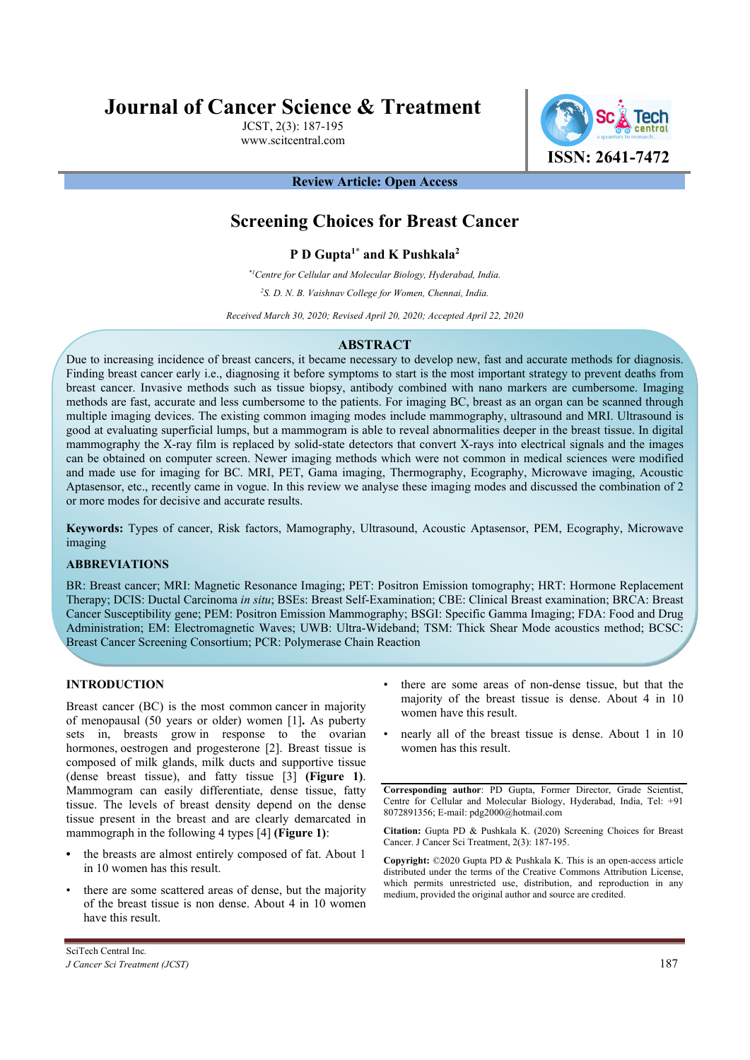# Journal of Cancer Science & Treatment

ISSN: 2641-7472

**Review Article: Open Access**

## Screening Choices for Breast Cancer

**P D Gupta[1*] and K Pushkala[2]**

*[*1]Centre for Cellular and Molecular Biology, Hyderabad, India.*

*[2]S. D. N. B. Vaishnav College for Women, Chennai, India.*

*Received March 30, 2020; Revised April 20, 2020; Accepted April 22, 2020*

### ABSTRACT

Due to increasing incidence of breast cancers, it became necessary to develop new, fast and accurate methods for diagnosis. Finding breast cancer early i.e., diagnosing it before symptoms to start is the most important strategy to prevent deaths from breast cancer. Invasive methods such as tissue biopsy, antibody combined with nano markers are cumbersome. Imaging methods are fast, accurate and less cumbersome to the patients. For imaging BC, breast as an organ can be scanned through multiple imaging devices. The existing common imaging modes include mammography, ultrasound and MRI. Ultrasound is good at evaluating superficial lumps, but a mammogram is able to reveal abnormalities deeper in the breast tissue. In digital mammography the X-ray film is replaced by solid-state detectors that convert X-rays into electrical signals and the images can be obtained on computer screen. Newer imaging methods which were not common in medical sciences were modified and made use for imaging for BC. MRI, PET, Gama imaging, Thermography, Ecography, Microwave imaging, Acoustic Aptasensor, etc., recently came in vogue. In this review we analyse these imaging modes and discussed the combination of 2 or more modes for decisive and accurate results.

**Keywords:** Types of cancer, Risk factors, Mamography, Ultrasound, Acoustic Aptasensor, PEM, Ecography, Microwave imaging

### ABBREVIATIONS

BR: Breast cancer; MRI: Magnetic Resonance Imaging; PET: Positron Emission tomography; HRT: Hormone Replacement Therapy; DCIS: Ductal Carcinoma *in situ*; BSEs: Breast Self-Examination; CBE: Clinical Breast examination; BRCA: Breast Cancer Susceptibility gene; PEM: Positron Emission Mammography; BSGI: Specific Gamma Imaging; FDA: Food and Drug Administration; EM: Electromagnetic Waves; UWB: Ultra-Wideband; TSM: Thick Shear Mode acoustics method; BCSC: Breast Cancer Screening Consortium; PCR: Polymerase Chain Reaction

### INTRODUCTION

Breast cancer (BC) is the most common cancer in majority of menopausal (50 years or older) women [1]**.** As puberty sets in, breasts grow in response to the ovarian hormones, oestrogen and progesterone [2]. Breast tissue is composed of milk glands, milk ducts and supportive tissue (dense breast tissue), and fatty tissue [3] **(Figure 1)**. Mammogram can easily differentiate, dense tissue, fatty tissue. The levels of breast density depend on the dense tissue present in the breast and are clearly demarcated in mammograph in the following 4 types [4] **(Figure 1)**:

- the breasts are almost entirely composed of fat. About 1 in 10 women has this result.
- there are some scattered areas of dense, but the majority of the breast tissue is non dense. About 4 in 10 women have this result.
- there are some areas of non-dense tissue, but that the majority of the breast tissue is dense. About 4 in 10 women have this result.
- nearly all of the breast tissue is dense. About 1 in 10 women has this result.

**Corresponding author**: PD Gupta, Former Director, Grade Scientist, Centre for Cellular and Molecular Biology, Hyderabad, India, Tel: +91 8072891356; E-mail: pdg2000@hotmail.com

**Citation:** Gupta PD & Pushkala K. (2020) Screening Choices for Breast Cancer. J Cancer Sci Treatment, 2(3): 187-195.

**Copyright:** ©2020 Gupta PD & Pushkala K. This is an open-access article distributed under the terms of the Creative Commons Attribution License, which permits unrestricted use, distribution, and reproduction in any medium, provided the original author and source are credited.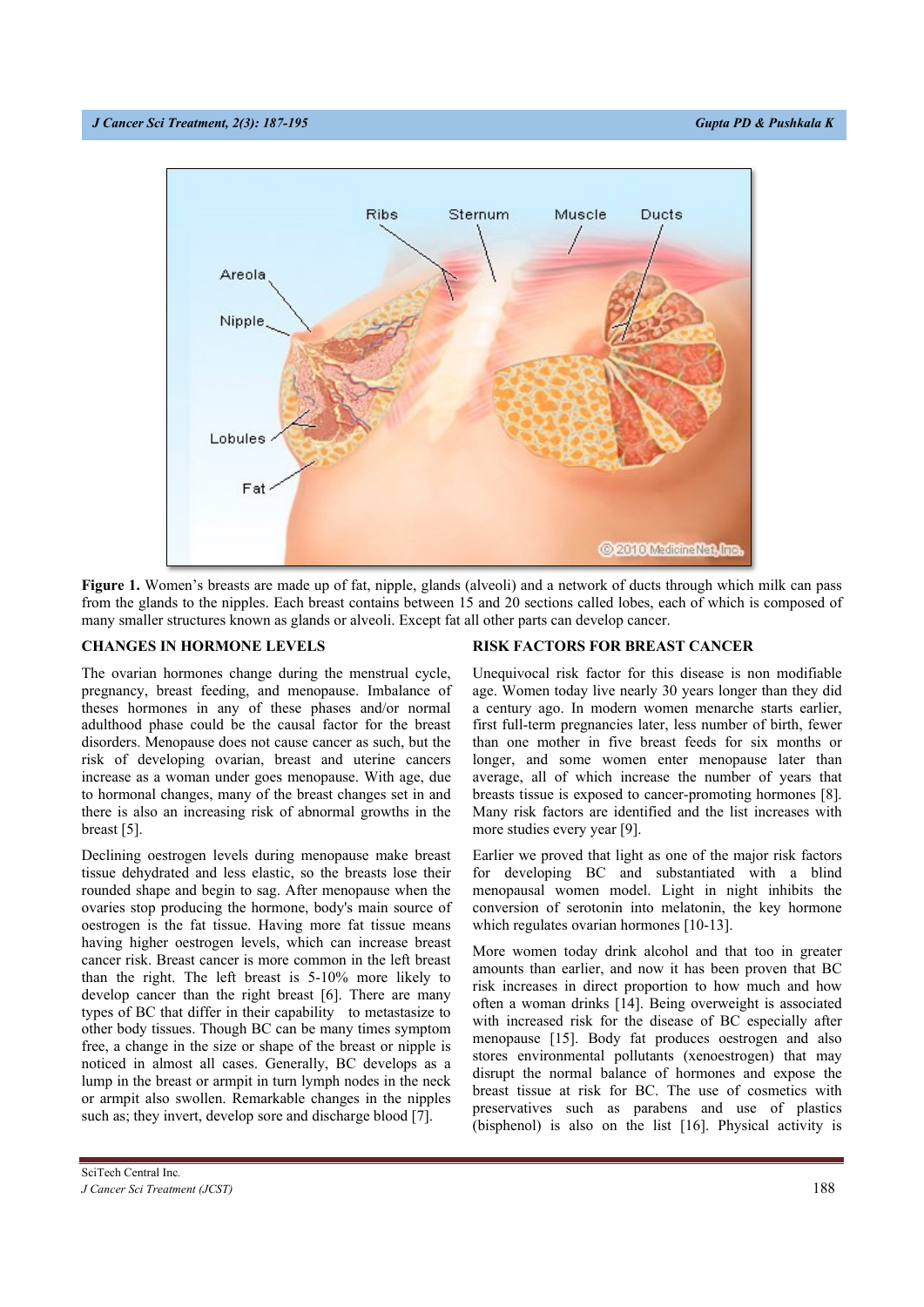Ribs
Sternum
Muscle
Ducts
Areola
Nipple
Lobules
Fat
© 2010 MedicineNet, Inc.

**Figure 1.** Women's breasts are made up of fat, nipple, glands (alveoli) and a network of ducts through which milk can pass from the glands to the nipples. Each breast contains between 15 and 20 sections called lobes, each of which is composed of many smaller structures known as glands or alveoli. Except fat all other parts can develop cancer.

## CHANGES IN HORMONE LEVELS

The ovarian hormones change during the menstrual cycle, pregnancy, breast feeding, and menopause. Imbalance of theses hormones in any of these phases and/or normal adulthood phase could be the causal factor for the breast disorders. Menopause does not cause cancer as such, but the risk of developing ovarian, breast and uterine cancers increase as a woman under goes menopause. With age, due to hormonal changes, many of the breast changes set in and there is also an increasing risk of abnormal growths in the breast [5].

Declining oestrogen levels during menopause make breast tissue dehydrated and less elastic, so the breasts lose their rounded shape and begin to sag. After menopause when the ovaries stop producing the hormone, body's main source of oestrogen is the fat tissue. Having more fat tissue means having higher oestrogen levels, which can increase breast cancer risk. Breast cancer is more common in the left breast than the right. The left breast is 5-10% more likely to develop cancer than the right breast [6]. There are many types of BC that differ in their capability to metastasize to other body tissues. Though BC can be many times symptom free, a change in the size or shape of the breast or nipple is noticed in almost all cases. Generally, BC develops as a lump in the breast or armpit in turn lymph nodes in the neck or armpit also swollen. Remarkable changes in the nipples such as; they invert, develop sore and discharge blood [7].

## RISK FACTORS FOR BREAST CANCER

Unequivocal risk factor for this disease is non modifiable age. Women today live nearly 30 years longer than they did a century ago. In modern women menarche starts earlier, first full-term pregnancies later, less number of birth, fewer than one mother in five breast feeds for six months or longer, and some women enter menopause later than average, all of which increase the number of years that breasts tissue is exposed to cancer-promoting hormones [8]. Many risk factors are identified and the list increases with more studies every year [9].

Earlier we proved that light as one of the major risk factors for developing BC and substantiated with a blind menopausal women model. Light in night inhibits the conversion of serotonin into melatonin, the key hormone which regulates ovarian hormones [10-13].

More women today drink alcohol and that too in greater amounts than earlier, and now it has been proven that BC risk increases in direct proportion to how much and how often a woman drinks [14]. Being overweight is associated with increased risk for the disease of BC especially after menopause [15]. Body fat produces oestrogen and also stores environmental pollutants (xenoestrogen) that may disrupt the normal balance of hormones and expose the breast tissue at risk for BC. The use of cosmetics with preservatives such as parabens and use of plastics (bisphenol) is also on the list [16]. Physical activity is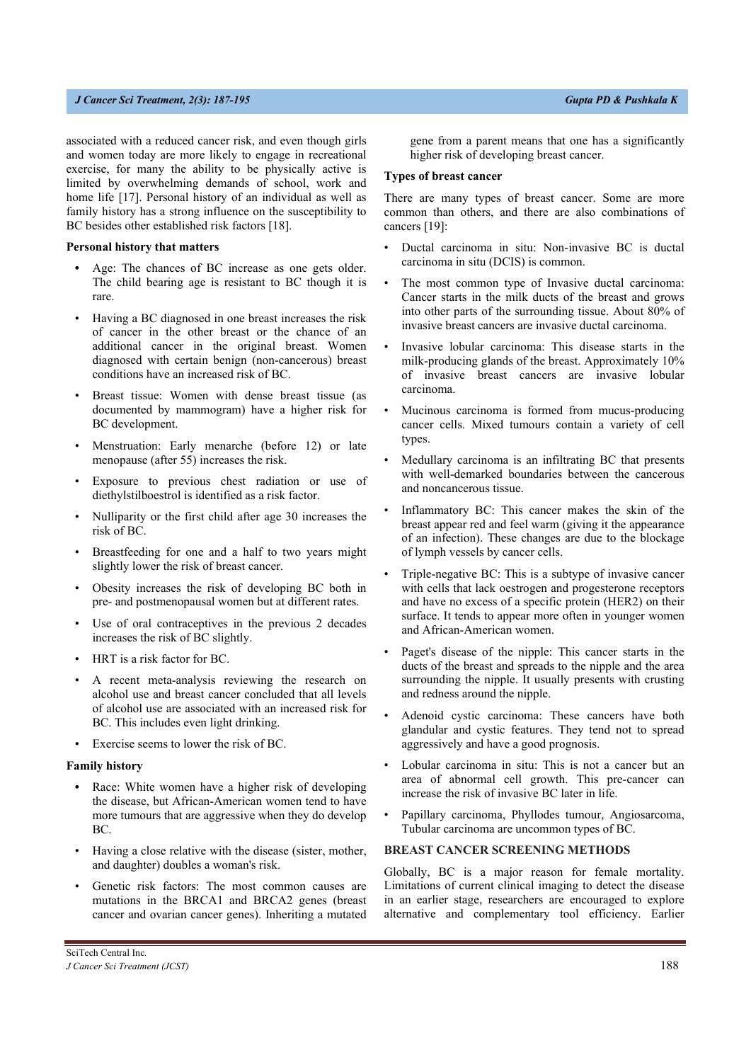associated with a reduced cancer risk, and even though girls and women today are more likely to engage in recreational exercise, for many the ability to be physically active is limited by overwhelming demands of school, work and home life [17]. Personal history of an individual as well as family history has a strong influence on the susceptibility to BC besides other established risk factors [18].

**Personal history that matters**

- Age: The chances of BC increase as one gets older. The child bearing age is resistant to BC though it is rare.
- Having a BC diagnosed in one breast increases the risk of cancer in the other breast or the chance of an additional cancer in the original breast. Women diagnosed with certain benign (non-cancerous) breast conditions have an increased risk of BC.
- Breast tissue: Women with dense breast tissue (as documented by mammogram) have a higher risk for BC development.
- Menstruation: Early menarche (before 12) or late menopause (after 55) increases the risk.
- Exposure to previous chest radiation or use of diethylstilboestrol is identified as a risk factor.
- Nulliparity or the first child after age 30 increases the risk of BC.
- Breastfeeding for one and a half to two years might slightly lower the risk of breast cancer.
- Obesity increases the risk of developing BC both in pre- and postmenopausal women but at different rates.
- Use of oral contraceptives in the previous 2 decades increases the risk of BC slightly.
- HRT is a risk factor for BC.
- A recent meta-analysis reviewing the research on alcohol use and breast cancer concluded that all levels of alcohol use are associated with an increased risk for BC. This includes even light drinking.
- Exercise seems to lower the risk of BC.

**Family history**

- Race: White women have a higher risk of developing the disease, but African-American women tend to have more tumours that are aggressive when they do develop BC.
- Having a close relative with the disease (sister, mother, and daughter) doubles a woman's risk.
- Genetic risk factors: The most common causes are mutations in the BRCA1 and BRCA2 genes (breast cancer and ovarian cancer genes). Inheriting a mutated gene from a parent means that one has a significantly higher risk of developing breast cancer.

**Types of breast cancer**

There are many types of breast cancer. Some are more common than others, and there are also combinations of cancers [19]:

- Ductal carcinoma in situ: Non-invasive BC is ductal carcinoma in situ (DCIS) is common.
- The most common type of Invasive ductal carcinoma: Cancer starts in the milk ducts of the breast and grows into other parts of the surrounding tissue. About 80% of invasive breast cancers are invasive ductal carcinoma.
- Invasive lobular carcinoma: This disease starts in the milk-producing glands of the breast. Approximately 10% of invasive breast cancers are invasive lobular carcinoma.
- Mucinous carcinoma is formed from mucus-producing cancer cells. Mixed tumours contain a variety of cell types.
- Medullary carcinoma is an infiltrating BC that presents with well-demarked boundaries between the cancerous and noncancerous tissue.
- Inflammatory BC: This cancer makes the skin of the breast appear red and feel warm (giving it the appearance of an infection). These changes are due to the blockage of lymph vessels by cancer cells.
- Triple-negative BC: This is a subtype of invasive cancer with cells that lack oestrogen and progesterone receptors and have no excess of a specific protein (HER2) on their surface. It tends to appear more often in younger women and African-American women.
- Paget's disease of the nipple: This cancer starts in the ducts of the breast and spreads to the nipple and the area surrounding the nipple. It usually presents with crusting and redness around the nipple.
- Adenoid cystic carcinoma: These cancers have both glandular and cystic features. They tend not to spread aggressively and have a good prognosis.
- Lobular carcinoma in situ: This is not a cancer but an area of abnormal cell growth. This pre-cancer can increase the risk of invasive BC later in life.
- Papillary carcinoma, Phyllodes tumour, Angiosarcoma, Tubular carcinoma are uncommon types of BC.

## BREAST CANCER SCREENING METHODS

Globally, BC is a major reason for female mortality. Limitations of current clinical imaging to detect the disease in an earlier stage, researchers are encouraged to explore alternative and complementary tool efficiency. Earlier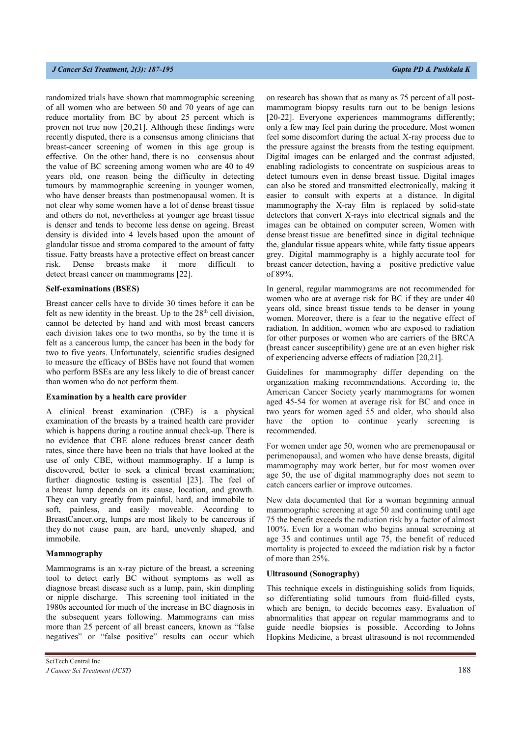randomized trials have shown that mammographic screening of all women who are between 50 and 70 years of age can reduce mortality from BC by about 25 percent which is proven not true now [20,21]. Although these findings were recently disputed, there is a consensus among clinicians that breast-cancer screening of women in this age group is effective. On the other hand, there is no consensus about the value of BC screening among women who are 40 to 49 years old, one reason being the difficulty in detecting tumours by mammographic screening in younger women, who have denser breasts than postmenopausal women. It is not clear why some women have a lot of dense breast tissue and others do not, nevertheless at younger age breast tissue is denser and tends to become less dense on ageing. Breast density is divided into 4 levels based upon the amount of glandular tissue and stroma compared to the amount of fatty tissue. Fatty breasts have a protective effect on breast cancer risk. Dense breasts make it more difficult to detect breast cancer on mammograms [22].

**Self-examinations (BSES)**

Breast cancer cells have to divide 30 times before it can be felt as new identity in the breast. Up to the 28th cell division, cannot be detected by hand and with most breast cancers each division takes one to two months, so by the time it is felt as a cancerous lump, the cancer has been in the body for two to five years. Unfortunately, scientific studies designed to measure the efficacy of BSEs have not found that women who perform BSEs are any less likely to die of breast cancer than women who do not perform them.

**Examination by a health care provider**

A clinical breast examination (CBE) is a physical examination of the breasts by a trained health care provider which is happens during a routine annual check-up. There is no evidence that CBE alone reduces breast cancer death rates, since there have been no trials that have looked at the use of only CBE, without mammography. If a lump is discovered, better to seek a clinical breast examination; further diagnostic testing is essential [23]. The feel of a breast lump depends on its cause, location, and growth. They can vary greatly from painful, hard, and immobile to soft, painless, and easily moveable. According to BreastCancer.org, lumps are most likely to be cancerous if they do not cause pain, are hard, unevenly shaped, and immobile.

**Mammography**

Mammograms is an x-ray picture of the breast, a screening tool to detect early BC without symptoms as well as diagnose breast disease such as a lump, pain, skin dimpling or nipple discharge. This screening tool initiated in the 1980s accounted for much of the increase in BC diagnosis in the subsequent years following. Mammograms can miss more than 25 percent of all breast cancers, known as "false negatives" or "false positive" results can occur which on research has shown that as many as 75 percent of all post-mammogram biopsy results turn out to be benign lesions [20-22]. Everyone experiences mammograms differently; only a few may feel pain during the procedure. Most women feel some discomfort during the actual X-ray process due to the pressure against the breasts from the testing equipment. Digital images can be enlarged and the contrast adjusted, enabling radiologists to concentrate on suspicious areas to detect tumours even in dense breast tissue. Digital images can also be stored and transmitted electronically, making it easier to consult with experts at a distance. In digital mammography the X-ray film is replaced by solid-state detectors that convert X-rays into electrical signals and the images can be obtained on computer screen, Women with dense breast tissue are benefitted since in digital technique the, glandular tissue appears white, while fatty tissue appears grey. Digital mammography is a highly accurate tool for breast cancer detection, having a positive predictive value of 89%.

In general, regular mammograms are not recommended for women who are at average risk for BC if they are under 40 years old, since breast tissue tends to be denser in young women. Moreover, there is a fear to the negative effect of radiation. In addition, women who are exposed to radiation for other purposes or women who are carriers of the BRCA (breast cancer susceptibility) gene are at an even higher risk of experiencing adverse effects of radiation [20,21].

Guidelines for mammography differ depending on the organization making recommendations. According to, the American Cancer Society yearly mammograms for women aged 45-54 for women at average risk for BC and once in two years for women aged 55 and older, who should also have the option to continue yearly screening is recommended.

For women under age 50, women who are premenopausal or perimenopausal, and women who have dense breasts, digital mammography may work better, but for most women over age 50, the use of digital mammography does not seem to catch cancers earlier or improve outcomes.

New data documented that for a woman beginning annual mammographic screening at age 50 and continuing until age 75 the benefit exceeds the radiation risk by a factor of almost 100%. Even for a woman who begins annual screening at age 35 and continues until age 75, the benefit of reduced mortality is projected to exceed the radiation risk by a factor of more than 25%.

**Ultrasound (Sonography)**

This technique excels in distinguishing solids from liquids, so differentiating solid tumours from fluid-filled cysts, which are benign, to decide becomes easy. Evaluation of abnormalities that appear on regular mammograms and to guide needle biopsies is possible. According to Johns Hopkins Medicine, a breast ultrasound is not recommended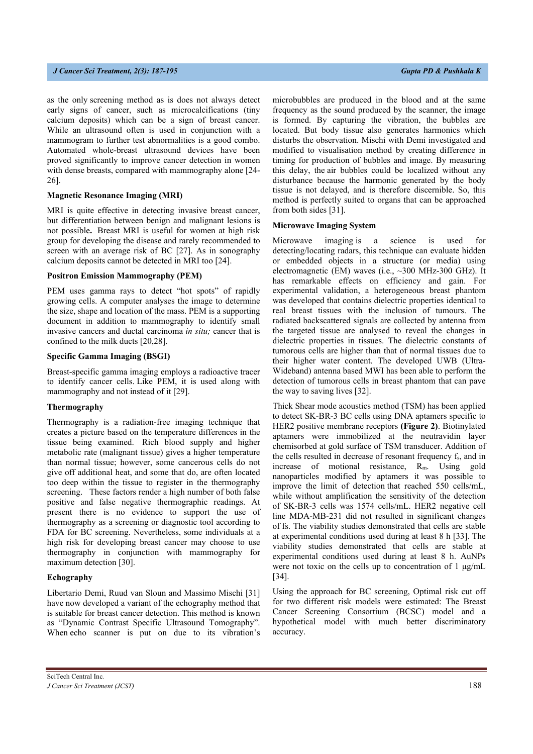as the only screening method as is does not always detect early signs of cancer, such as microcalcifications (tiny calcium deposits) which can be a sign of breast cancer. While an ultrasound often is used in conjunction with a mammogram to further test abnormalities is a good combo. Automated whole-breast ultrasound devices have been proved significantly to improve cancer detection in women with dense breasts, compared with mammography alone [24-26].

**Magnetic Resonance Imaging (MRI)**

MRI is quite effective in detecting invasive breast cancer, but differentiation between benign and malignant lesions is not possible**.** Breast MRI is useful for women at high risk group for developing the disease and rarely recommended to screen with an average risk of BC [27]. As in sonography calcium deposits cannot be detected in MRI too [24].

**Positron Emission Mammography (PEM)**

PEM uses gamma rays to detect "hot spots" of rapidly growing cells. A computer analyses the image to determine the size, shape and location of the mass. PEM is a supporting document in addition to mammography to identify small invasive cancers and ductal carcinoma *in situ;* cancer that is confined to the milk ducts [20,28].

**Specific Gamma Imaging (BSGI)**

Breast-specific gamma imaging employs a radioactive tracer to identify cancer cells. Like PEM, it is used along with mammography and not instead of it [29].

**Thermography**

Thermography is a radiation-free imaging technique that creates a picture based on the temperature differences in the tissue being examined. Rich blood supply and higher metabolic rate (malignant tissue) gives a higher temperature than normal tissue; however, some cancerous cells do not give off additional heat, and some that do, are often located too deep within the tissue to register in the thermography screening. These factors render a high number of both false positive and false negative thermographic readings. At present there is no evidence to support the use of thermography as a screening or diagnostic tool according to FDA for BC screening. Nevertheless, some individuals at a high risk for developing breast cancer may choose to use thermography in conjunction with mammography for maximum detection [30].

**Echography**

Libertario Demi, Ruud van Sloun and Massimo Mischi [31] have now developed a variant of the echography method that is suitable for breast cancer detection. This method is known as "Dynamic Contrast Specific Ultrasound Tomography". When echo scanner is put on due to its vibration's microbubbles are produced in the blood and at the same frequency as the sound produced by the scanner, the image is formed. By capturing the vibration, the bubbles are located. But body tissue also generates harmonics which disturbs the observation. Mischi with Demi investigated and modified to visualisation method by creating difference in timing for production of bubbles and image. By measuring this delay, the air bubbles could be localized without any disturbance because the harmonic generated by the body tissue is not delayed, and is therefore discernible. So, this method is perfectly suited to organs that can be approached from both sides [31].

**Microwave Imaging System**

Microwave imaging is a science is used for detecting/locating radars, this technique can evaluate hidden or embedded objects in a structure (or media) using electromagnetic (EM) waves (i.e., ~300 MHz-300 GHz). It has remarkable effects on efficiency and gain. For experimental validation, a heterogeneous breast phantom was developed that contains dielectric properties identical to real breast tissues with the inclusion of tumours. The radiated backscattered signals are collected by antenna from the targeted tissue are analysed to reveal the changes in dielectric properties in tissues. The dielectric constants of tumorous cells are higher than that of normal tissues due to their higher water content. The developed UWB (Ultra-Wideband) antenna based MWI has been able to perform the detection of tumorous cells in breast phantom that can pave the way to saving lives [32].

Thick Shear mode acoustics method (TSM) has been applied to detect SK-BR-3 BC cells using DNA aptamers specific to HER2 positive membrane receptors **(Figure 2)**. Biotinylated aptamers were immobilized at the neutravidin layer chemisorbed at gold surface of TSM transducer. Addition of the cells resulted in decrease of resonant frequency $f_s$, and in increase of motional resistance, $R_m$. Using gold nanoparticles modified by aptamers it was possible to improve the limit of detection that reached 550 cells/mL, while without amplification the sensitivity of the detection of SK-BR-3 cells was 1574 cells/mL. HER2 negative cell line MDA-MB-231 did not resulted in significant changes of fs. The viability studies demonstrated that cells are stable at experimental conditions used during at least 8 h [33]. The viability studies demonstrated that cells are stable at experimental conditions used during at least 8 h. AuNPs were not toxic on the cells up to concentration of 1 μg/mL [34].

Using the approach for BC screening, Optimal risk cut off for two different risk models were estimated: The Breast Cancer Screening Consortium (BCSC) model and a hypothetical model with much better discriminatory accuracy.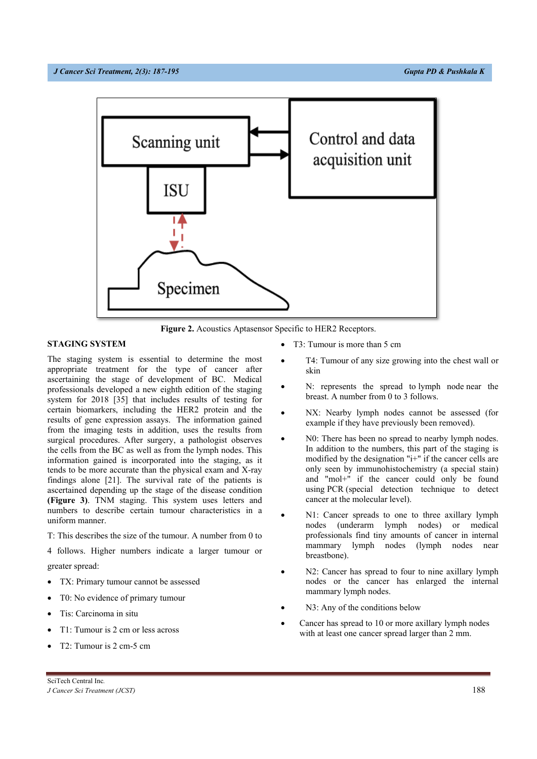Scanning unit

Control and data acquisition unit

ISU

Specimen

**Figure 2.** Acoustics Aptasensor Specific to HER2 Receptors.

## STAGING SYSTEM

The staging system is essential to determine the most appropriate treatment for the type of cancer after ascertaining the stage of development of BC. Medical professionals developed a new eighth edition of the staging system for 2018 [35] that includes results of testing for certain biomarkers, including the HER2 protein and the results of gene expression assays. The information gained from the imaging tests in addition, uses the results from surgical procedures. After surgery, a pathologist observes the cells from the BC as well as from the lymph nodes. This information gained is incorporated into the staging, as it tends to be more accurate than the physical exam and X-ray findings alone [21]. The survival rate of the patients is ascertained depending up the stage of the disease condition **(Figure 3)**. TNM staging. This system uses letters and numbers to describe certain tumour characteristics in a uniform manner.

T: This describes the size of the tumour. A number from 0 to 4 follows. Higher numbers indicate a larger tumour or greater spread:

- TX: Primary tumour cannot be assessed
- T0: No evidence of primary tumour
- Tis: Carcinoma in situ
- T1: Tumour is 2 cm or less across
- T2: Tumour is 2 cm-5 cm
- T3: Tumour is more than 5 cm
- T4: Tumour of any size growing into the chest wall or skin
- N: represents the spread to lymph node near the breast. A number from 0 to 3 follows.
- NX: Nearby lymph nodes cannot be assessed (for example if they have previously been removed).
- N0: There has been no spread to nearby lymph nodes. In addition to the numbers, this part of the staging is modified by the designation "i+" if the cancer cells are only seen by immunohistochemistry (a special stain) and "mol+" if the cancer could only be found using PCR (special detection technique to detect cancer at the molecular level).
- N1: Cancer spreads to one to three axillary lymph nodes (underarm lymph nodes) or medical professionals find tiny amounts of cancer in internal mammary lymph nodes (lymph nodes near breastbone).
- N2: Cancer has spread to four to nine axillary lymph nodes or the cancer has enlarged the internal mammary lymph nodes.
- N3: Any of the conditions below
- Cancer has spread to 10 or more axillary lymph nodes with at least one cancer spread larger than 2 mm.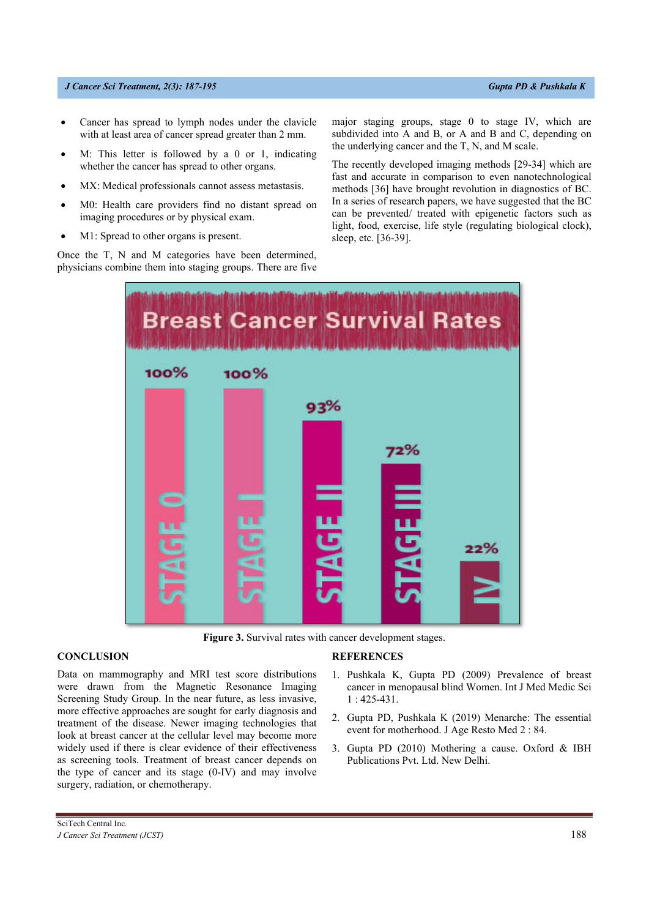- Cancer has spread to lymph nodes under the clavicle with at least area of cancer spread greater than 2 mm.
- M: This letter is followed by a 0 or 1, indicating whether the cancer has spread to other organs.
- MX: Medical professionals cannot assess metastasis.
- M0: Health care providers find no distant spread on imaging procedures or by physical exam.
- M1: Spread to other organs is present.

Once the T, N and M categories have been determined, physicians combine them into staging groups. There are five major staging groups, stage 0 to stage IV, which are subdivided into A and B, or A and B and C, depending on the underlying cancer and the T, N, and M scale.

The recently developed imaging methods [29-34] which are fast and accurate in comparison to even nanotechnological methods [36] have brought revolution in diagnostics of BC. In a series of research papers, we have suggested that the BC can be prevented/ treated with epigenetic factors such as light, food, exercise, life style (regulating biological clock), sleep, etc. [36-39].

Breast Cancer Survival Rates

100%
100%
93%
72%
22%

STAGE 0
STAGE I
STAGE II
STAGE III
IV

**Figure 3.** Survival rates with cancer development stages.

## CONCLUSION

Data on mammography and MRI test score distributions were drawn from the Magnetic Resonance Imaging Screening Study Group. In the near future, as less invasive, more effective approaches are sought for early diagnosis and treatment of the disease. Newer imaging technologies that look at breast cancer at the cellular level may become more widely used if there is clear evidence of their effectiveness as screening tools. Treatment of breast cancer depends on the type of cancer and its stage (0-IV) and may involve surgery, radiation, or chemotherapy.

## REFERENCES

1. Pushkala K, Gupta PD (2009) Prevalence of breast cancer in menopausal blind Women. Int J Med Medic Sci 1 : 425-431.
2. Gupta PD, Pushkala K (2019) Menarche: The essential event for motherhood. J Age Resto Med 2 : 84.
3. Gupta PD (2010) Mothering a cause. Oxford & IBH Publications Pvt. Ltd. New Delhi.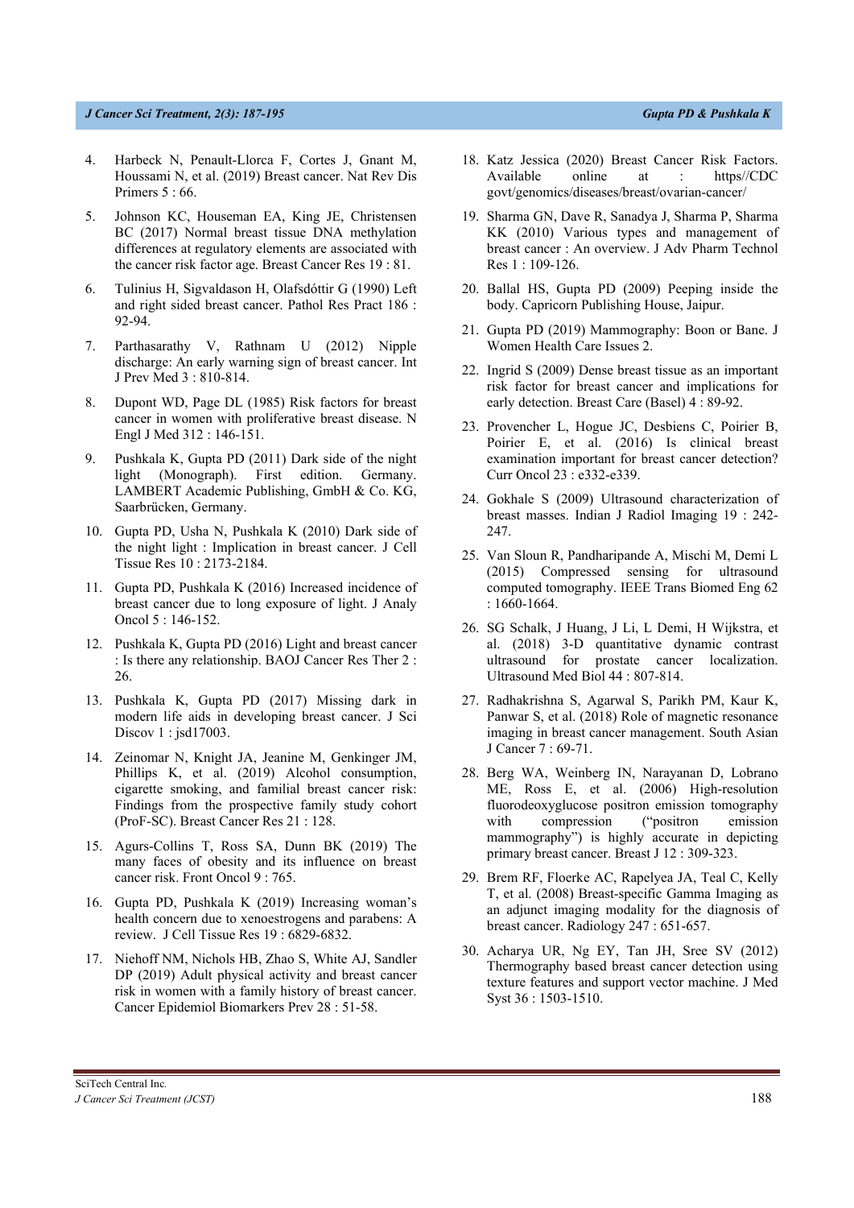4. Harbeck N, Penault-Llorca F, Cortes J, Gnant M, Houssami N, et al. (2019) Breast cancer. Nat Rev Dis Primers 5 : 66.

5. Johnson KC, Houseman EA, King JE, Christensen BC (2017) Normal breast tissue DNA methylation differences at regulatory elements are associated with the cancer risk factor age. Breast Cancer Res 19 : 81.

6. Tulinius H, Sigvaldason H, Olafsdóttir G (1990) Left and right sided breast cancer. Pathol Res Pract 186 : 92-94.

7. Parthasarathy V, Rathnam U (2012) Nipple discharge: An early warning sign of breast cancer. Int J Prev Med 3 : 810-814.

8. Dupont WD, Page DL (1985) Risk factors for breast cancer in women with proliferative breast disease. N Engl J Med 312 : 146-151.

9. Pushkala K, Gupta PD (2011) Dark side of the night light (Monograph). First edition. Germany. LAMBERT Academic Publishing, GmbH & Co. KG, Saarbrücken, Germany.

10. Gupta PD, Usha N, Pushkala K (2010) Dark side of the night light : Implication in breast cancer. J Cell Tissue Res 10 : 2173-2184.

11. Gupta PD, Pushkala K (2016) Increased incidence of breast cancer due to long exposure of light. J Analy Oncol 5 : 146-152.

12. Pushkala K, Gupta PD (2016) Light and breast cancer : Is there any relationship. BAOJ Cancer Res Ther 2 : 26.

13. Pushkala K, Gupta PD (2017) Missing dark in modern life aids in developing breast cancer. J Sci Discov 1 : jsd17003.

14. Zeinomar N, Knight JA, Jeanine M, Genkinger JM, Phillips K, et al. (2019) Alcohol consumption, cigarette smoking, and familial breast cancer risk: Findings from the prospective family study cohort (ProF-SC). Breast Cancer Res 21 : 128.

15. Agurs-Collins T, Ross SA, Dunn BK (2019) The many faces of obesity and its influence on breast cancer risk. Front Oncol 9 : 765.

16. Gupta PD, Pushkala K (2019) Increasing woman's health concern due to xenoestrogens and parabens: A review. J Cell Tissue Res 19 : 6829-6832.

17. Niehoff NM, Nichols HB, Zhao S, White AJ, Sandler DP (2019) Adult physical activity and breast cancer risk in women with a family history of breast cancer. Cancer Epidemiol Biomarkers Prev 28 : 51-58.

18. Katz Jessica (2020) Breast Cancer Risk Factors. Available online at : https//CDC govt/genomics/diseases/breast/ovarian-cancer/

19. Sharma GN, Dave R, Sanadya J, Sharma P, Sharma KK (2010) Various types and management of breast cancer : An overview. J Adv Pharm Technol Res 1 : 109-126.

20. Ballal HS, Gupta PD (2009) Peeping inside the body. Capricorn Publishing House, Jaipur.

21. Gupta PD (2019) Mammography: Boon or Bane. J Women Health Care Issues 2.

22. Ingrid S (2009) Dense breast tissue as an important risk factor for breast cancer and implications for early detection. Breast Care (Basel) 4 : 89-92.

23. Provencher L, Hogue JC, Desbiens C, Poirier B, Poirier E, et al. (2016) Is clinical breast examination important for breast cancer detection? Curr Oncol 23 : e332-e339.

24. Gokhale S (2009) Ultrasound characterization of breast masses. Indian J Radiol Imaging 19 : 242-247.

25. Van Sloun R, Pandharipande A, Mischi M, Demi L (2015) Compressed sensing for ultrasound computed tomography. IEEE Trans Biomed Eng 62 : 1660-1664.

26. SG Schalk, J Huang, J Li, L Demi, H Wijkstra, et al. (2018) 3-D quantitative dynamic contrast ultrasound for prostate cancer localization. Ultrasound Med Biol 44 : 807-814.

27. Radhakrishna S, Agarwal S, Parikh PM, Kaur K, Panwar S, et al. (2018) Role of magnetic resonance imaging in breast cancer management. South Asian J Cancer 7 : 69-71.

28. Berg WA, Weinberg IN, Narayanan D, Lobrano ME, Ross E, et al. (2006) High-resolution fluorodeoxyglucose positron emission tomography with compression ("positron emission mammography") is highly accurate in depicting primary breast cancer. Breast J 12 : 309-323.

29. Brem RF, Floerke AC, Rapelyea JA, Teal C, Kelly T, et al. (2008) Breast-specific Gamma Imaging as an adjunct imaging modality for the diagnosis of breast cancer. Radiology 247 : 651-657.

30. Acharya UR, Ng EY, Tan JH, Sree SV (2012) Thermography based breast cancer detection using texture features and support vector machine. J Med Syst 36 : 1503-1510.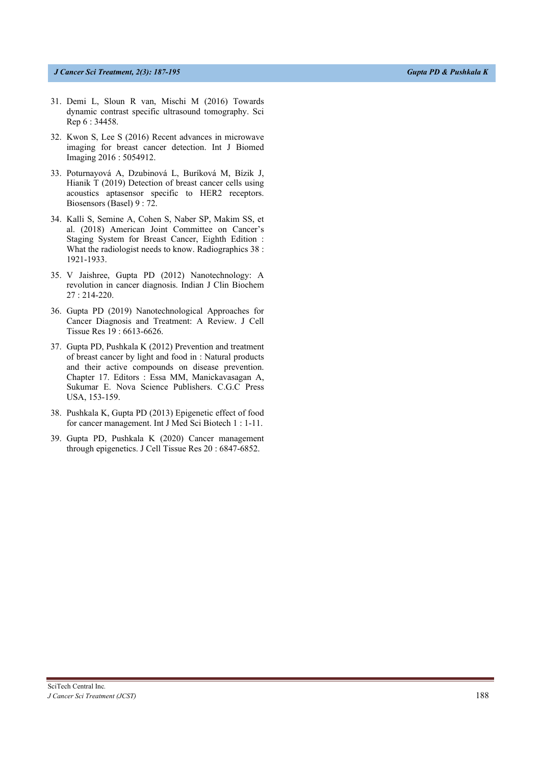31. Demi L, Sloun R van, Mischi M (2016) Towards dynamic contrast specific ultrasound tomography. Sci Rep 6 : 34458.
32. Kwon S, Lee S (2016) Recent advances in microwave imaging for breast cancer detection. Int J Biomed Imaging 2016 : 5054912.
33. Poturnayová A, Dzubinová L, Buríková M, Bízik J, Hianik T (2019) Detection of breast cancer cells using acoustics aptasensor specific to HER2 receptors. Biosensors (Basel) 9 : 72.
34. Kalli S, Semine A, Cohen S, Naber SP, Makim SS, et al. (2018) American Joint Committee on Cancer's Staging System for Breast Cancer, Eighth Edition : What the radiologist needs to know. Radiographics 38 : 1921-1933.
35. V Jaishree, Gupta PD (2012) Nanotechnology: A revolution in cancer diagnosis. Indian J Clin Biochem 27 : 214-220.
36. Gupta PD (2019) Nanotechnological Approaches for Cancer Diagnosis and Treatment: A Review. J Cell Tissue Res 19 : 6613-6626.
37. Gupta PD, Pushkala K (2012) Prevention and treatment of breast cancer by light and food in : Natural products and their active compounds on disease prevention. Chapter 17. Editors : Essa MM, Manickavasagan A, Sukumar E. Nova Science Publishers. C.G.C Press USA, 153-159.
38. Pushkala K, Gupta PD (2013) Epigenetic effect of food for cancer management. Int J Med Sci Biotech 1 : 1-11.
39. Gupta PD, Pushkala K (2020) Cancer management through epigenetics. J Cell Tissue Res 20 : 6847-6852.